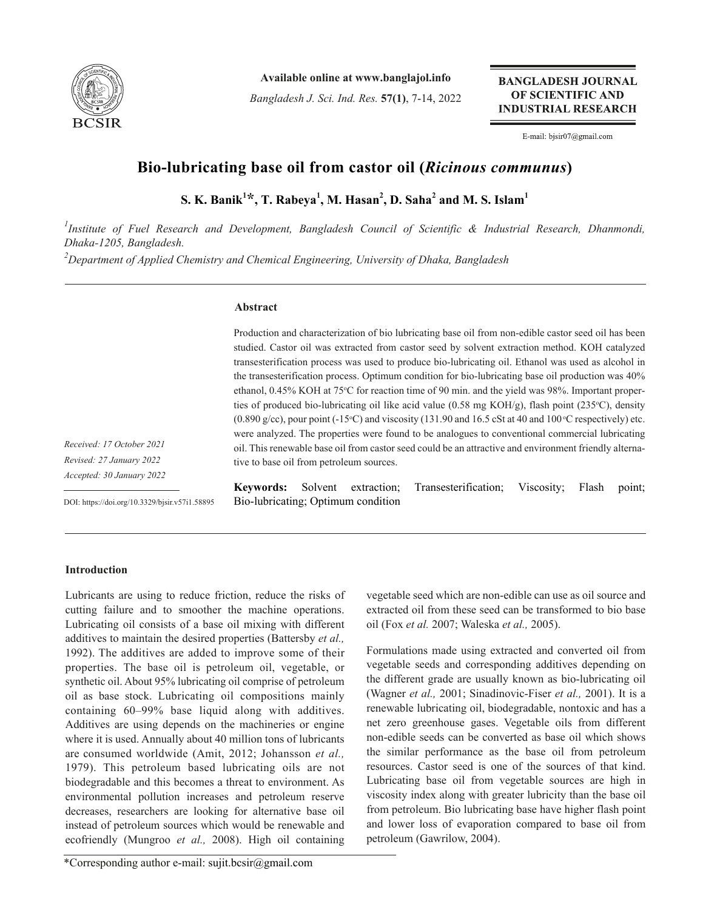# Bio-lubricating base oil from castor oil (*Ricinous communus*)

**S. K. Banik[1]*, T. Rabeya[1], M. Hasan[2], D. Saha[2] and M. S. Islam[1]**

[1]*Institute of Fuel Research and Development, Bangladesh Council of Scientific & Industrial Research, Dhanmondi, Dhaka-1205, Bangladesh.*

[2]*Department of Applied Chemistry and Chemical Engineering, University of Dhaka, Bangladesh*

*Received: 17 October 2021*
*Revised: 27 January 2022*
*Accepted: 30 January 2022*

DOI: https://doi.org/10.3329/bjsir.v57i1.58895

## Abstract

Production and characterization of bio lubricating base oil from non-edible castor seed oil has been studied. Castor oil was extracted from castor seed by solvent extraction method. KOH catalyzed transesterification process was used to produce bio-lubricating oil. Ethanol was used as alcohol in the transesterification process. Optimum condition for bio-lubricating base oil production was 40% ethanol, 0.45% KOH at 75°C for reaction time of 90 min. and the yield was 98%. Important properties of produced bio-lubricating oil like acid value (0.58 mg KOH/g), flash point (235°C), density (0.890 g/cc), pour point (-15°C) and viscosity (131.90 and 16.5 cSt at 40 and 100°C respectively) etc. were analyzed. The properties were found to be analogues to conventional commercial lubricating oil. This renewable base oil from castor seed could be an attractive and environment friendly alternative to base oil from petroleum sources.

**Keywords:** Solvent extraction; Transesterification; Viscosity; Flash point; Bio-lubricating; Optimum condition

## Introduction

Lubricants are using to reduce friction, reduce the risks of cutting failure and to smoother the machine operations. Lubricating oil consists of a base oil mixing with different additives to maintain the desired properties (Battersby *et al.,* 1992). The additives are added to improve some of their properties. The base oil is petroleum oil, vegetable, or synthetic oil. About 95% lubricating oil comprise of petroleum oil as base stock. Lubricating oil compositions mainly containing 60–99% base liquid along with additives. Additives are using depends on the machineries or engine where it is used. Annually about 40 million tons of lubricants are consumed worldwide (Amit, 2012; Johansson *et al.,* 1979). This petroleum based lubricating oils are not biodegradable and this becomes a threat to environment. As environmental pollution increases and petroleum reserve decreases, researchers are looking for alternative base oil instead of petroleum sources which would be renewable and ecofriendly (Mungroo *et al.,* 2008). High oil containing vegetable seed which are non-edible can use as oil source and extracted oil from these seed can be transformed to bio base oil (Fox *et al.* 2007; Waleska *et al.,* 2005).

Formulations made using extracted and converted oil from vegetable seeds and corresponding additives depending on the different grade are usually known as bio-lubricating oil (Wagner *et al.,* 2001; Sinadinovic-Fiser *et al.,* 2001). It is a renewable lubricating oil, biodegradable, nontoxic and has a net zero greenhouse gases. Vegetable oils from different non-edible seeds can be converted as base oil which shows the similar performance as the base oil from petroleum resources. Castor seed is one of the sources of that kind. Lubricating base oil from vegetable sources are high in viscosity index along with greater lubricity than the base oil from petroleum. Bio lubricating base have higher flash point and lower loss of evaporation compared to base oil from petroleum (Gawrilow, 2004).

*Corresponding author e-mail: sujit.bcsir@gmail.com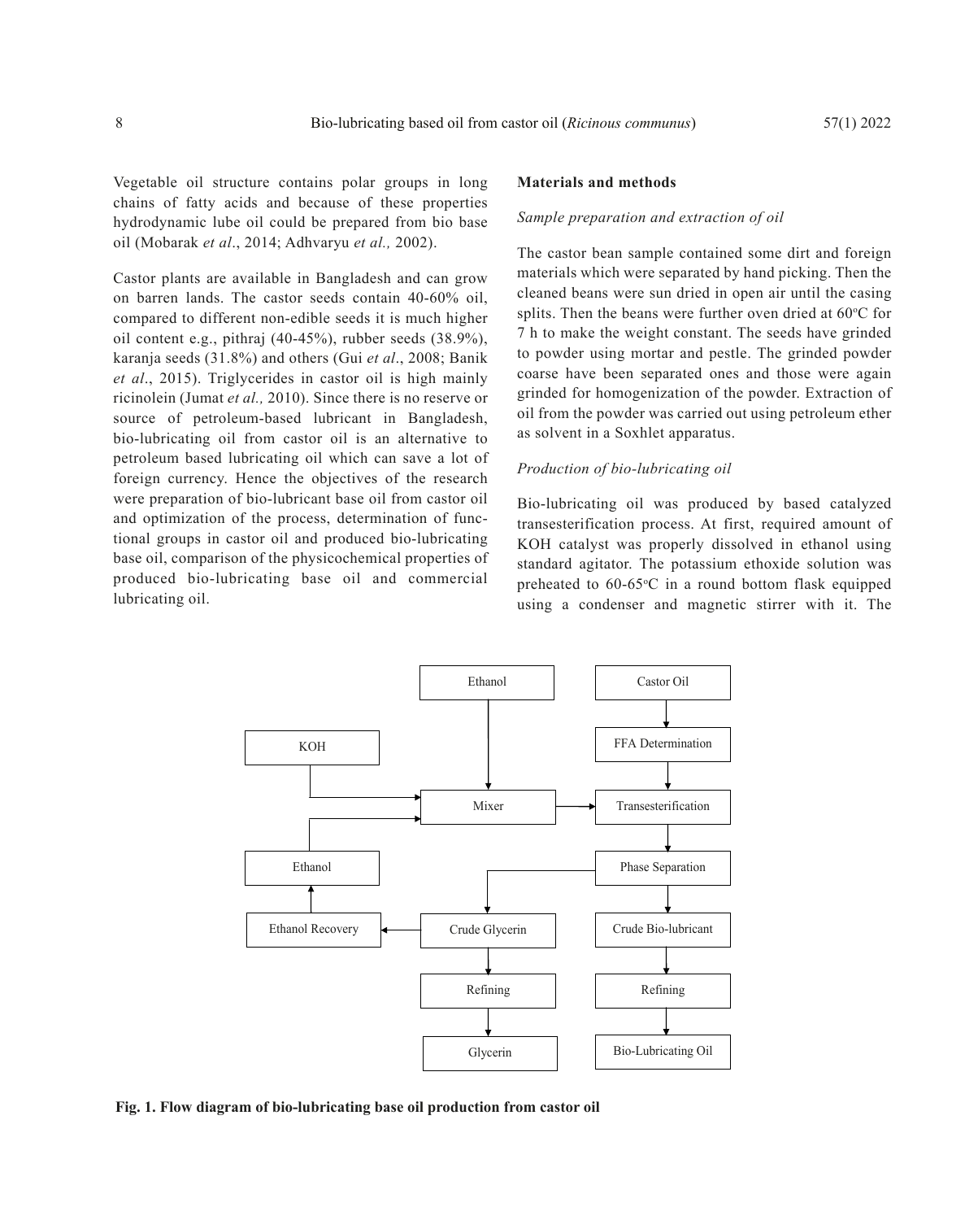Vegetable oil structure contains polar groups in long chains of fatty acids and because of these properties hydrodynamic lube oil could be prepared from bio base oil (Mobarak *et al*., 2014; Adhvaryu *et al.,* 2002).

Castor plants are available in Bangladesh and can grow on barren lands. The castor seeds contain 40-60% oil, compared to different non-edible seeds it is much higher oil content e.g., pithraj (40-45%), rubber seeds (38.9%), karanja seeds (31.8%) and others (Gui *et al*., 2008; Banik *et al*., 2015). Triglycerides in castor oil is high mainly ricinolein (Jumat *et al.,* 2010). Since there is no reserve or source of petroleum-based lubricant in Bangladesh, bio-lubricating oil from castor oil is an alternative to petroleum based lubricating oil which can save a lot of foreign currency. Hence the objectives of the research were preparation of bio-lubricant base oil from castor oil and optimization of the process, determination of functional groups in castor oil and produced bio-lubricating base oil, comparison of the physicochemical properties of produced bio-lubricating base oil and commercial lubricating oil.

## Materials and methods

### *Sample preparation and extraction of oil*

The castor bean sample contained some dirt and foreign materials which were separated by hand picking. Then the cleaned beans were sun dried in open air until the casing splits. Then the beans were further oven dried at 60°C for 7 h to make the weight constant. The seeds have grinded to powder using mortar and pestle. The grinded powder coarse have been separated ones and those were again grinded for homogenization of the powder. Extraction of oil from the powder was carried out using petroleum ether as solvent in a Soxhlet apparatus.

### *Production of bio-lubricating oil*

Bio-lubricating oil was produced by based catalyzed transesterification process. At first, required amount of KOH catalyst was properly dissolved in ethanol using standard agitator. The potassium ethoxide solution was preheated to 60-65°C in a round bottom flask equipped using a condenser and magnetic stirrer with it. The

Ethanol → Mixer; KOH → Mixer; Castor Oil → FFA Determination → Transesterification; Mixer → Transesterification → Phase Separation → Crude Bio-lubricant → Refining → Bio-Lubricating Oil; Phase Separation → Crude Glycerin → Refining → Glycerin; Crude Glycerin → Ethanol Recovery → Ethanol → Mixer

**Fig. 1. Flow diagram of bio-lubricating base oil production from castor oil**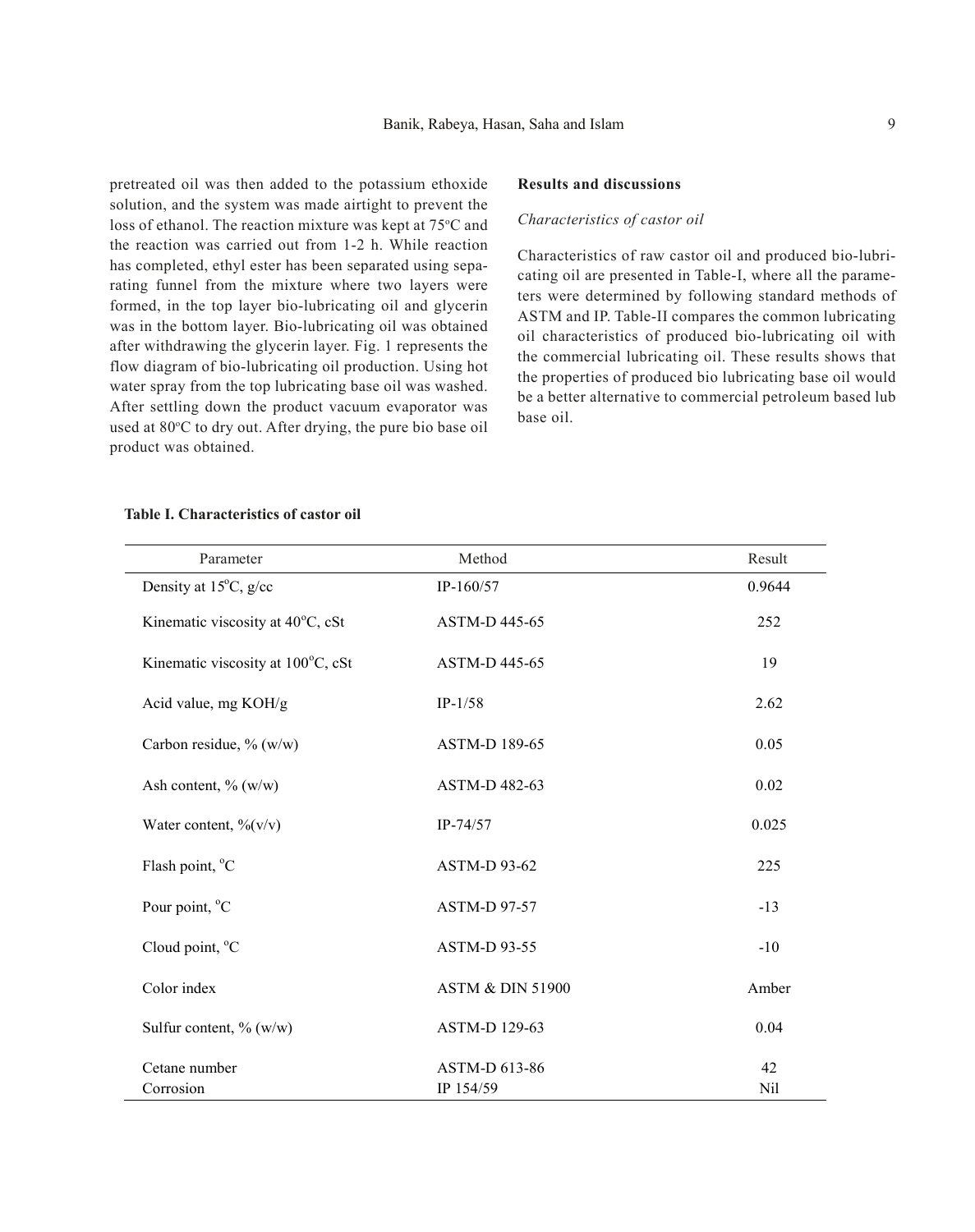pretreated oil was then added to the potassium ethoxide solution, and the system was made airtight to prevent the loss of ethanol. The reaction mixture was kept at 75°C and the reaction was carried out from 1-2 h. While reaction has completed, ethyl ester has been separated using separating funnel from the mixture where two layers were formed, in the top layer bio-lubricating oil and glycerin was in the bottom layer. Bio-lubricating oil was obtained after withdrawing the glycerin layer. Fig. 1 represents the flow diagram of bio-lubricating oil production. Using hot water spray from the top lubricating base oil was washed. After settling down the product vacuum evaporator was used at 80°C to dry out. After drying, the pure bio base oil product was obtained.

## Results and discussions

### *Characteristics of castor oil*

Characteristics of raw castor oil and produced bio-lubricating oil are presented in Table-I, where all the parameters were determined by following standard methods of ASTM and IP. Table-II compares the common lubricating oil characteristics of produced bio-lubricating oil with the commercial lubricating oil. These results shows that the properties of produced bio lubricating base oil would be a better alternative to commercial petroleum based lub base oil.

**Table I. Characteristics of castor oil**

| Parameter | Method | Result |
|---|---|---|
| Density at 15°C, g/cc | IP-160/57 | 0.9644 |
| Kinematic viscosity at 40°C, cSt | ASTM-D 445-65 | 252 |
| Kinematic viscosity at 100°C, cSt | ASTM-D 445-65 | 19 |
| Acid value, mg KOH/g | IP-1/58 | 2.62 |
| Carbon residue, % (w/w) | ASTM-D 189-65 | 0.05 |
| Ash content, % (w/w) | ASTM-D 482-63 | 0.02 |
| Water content, %(v/v) | IP-74/57 | 0.025 |
| Flash point, °C | ASTM-D 93-62 | 225 |
| Pour point, °C | ASTM-D 97-57 | -13 |
| Cloud point, °C | ASTM-D 93-55 | -10 |
| Color index | ASTM & DIN 51900 | Amber |
| Sulfur content, % (w/w) | ASTM-D 129-63 | 0.04 |
| Cetane number | ASTM-D 613-86 | 42 |
| Corrosion | IP 154/59 | Nil |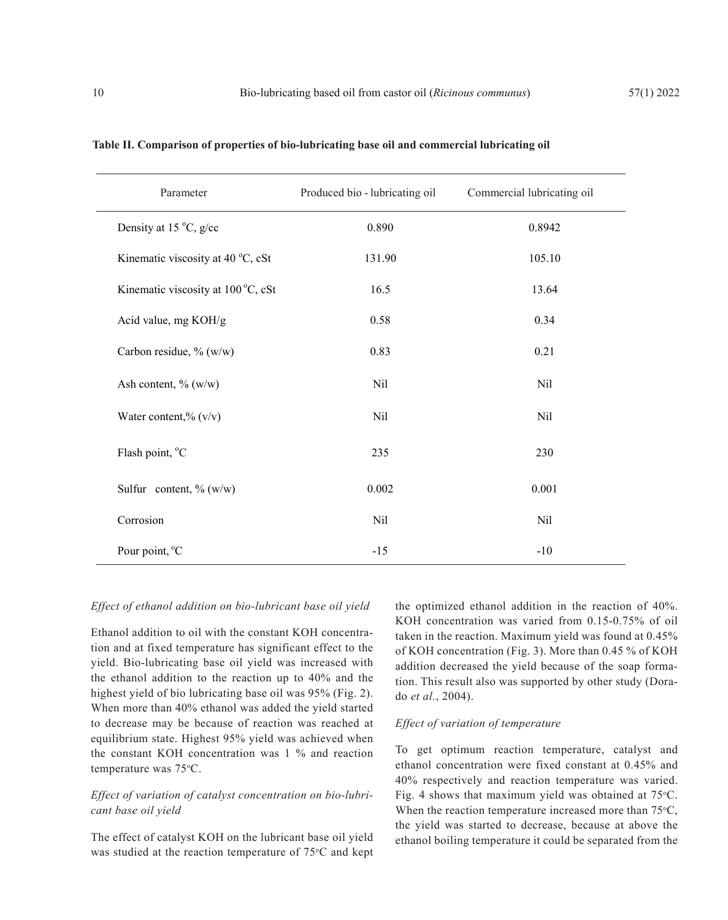**Table II. Comparison of properties of bio-lubricating base oil and commercial lubricating oil**

| Parameter | Produced bio - lubricating oil | Commercial lubricating oil |
|---|---|---|
| Density at 15 °C, g/cc | 0.890 | 0.8942 |
| Kinematic viscosity at 40 °C, cSt | 131.90 | 105.10 |
| Kinematic viscosity at 100 °C, cSt | 16.5 | 13.64 |
| Acid value, mg KOH/g | 0.58 | 0.34 |
| Carbon residue, % (w/w) | 0.83 | 0.21 |
| Ash content, % (w/w) | Nil | Nil |
| Water content,% (v/v) | Nil | Nil |
| Flash point, °C | 235 | 230 |
| Sulfur content, % (w/w) | 0.002 | 0.001 |
| Corrosion | Nil | Nil |
| Pour point, °C | -15 | -10 |

*Effect of ethanol addition on bio-lubricant base oil yield*

Ethanol addition to oil with the constant KOH concentration and at fixed temperature has significant effect to the yield. Bio-lubricating base oil yield was increased with the ethanol addition to the reaction up to 40% and the highest yield of bio lubricating base oil was 95% (Fig. 2). When more than 40% ethanol was added the yield started to decrease may be because of reaction was reached at equilibrium state. Highest 95% yield was achieved when the constant KOH concentration was 1 % and reaction temperature was 75°C.

*Effect of variation of catalyst concentration on bio-lubricant base oil yield*

The effect of catalyst KOH on the lubricant base oil yield was studied at the reaction temperature of 75°C and kept the optimized ethanol addition in the reaction of 40%. KOH concentration was varied from 0.15-0.75% of oil taken in the reaction. Maximum yield was found at 0.45% of KOH concentration (Fig. 3). More than 0.45 % of KOH addition decreased the yield because of the soap formation. This result also was supported by other study (Dorado *et al.*, 2004).

*Effect of variation of temperature*

To get optimum reaction temperature, catalyst and ethanol concentration were fixed constant at 0.45% and 40% respectively and reaction temperature was varied. Fig. 4 shows that maximum yield was obtained at 75°C. When the reaction temperature increased more than 75°C, the yield was started to decrease, because at above the ethanol boiling temperature it could be separated from the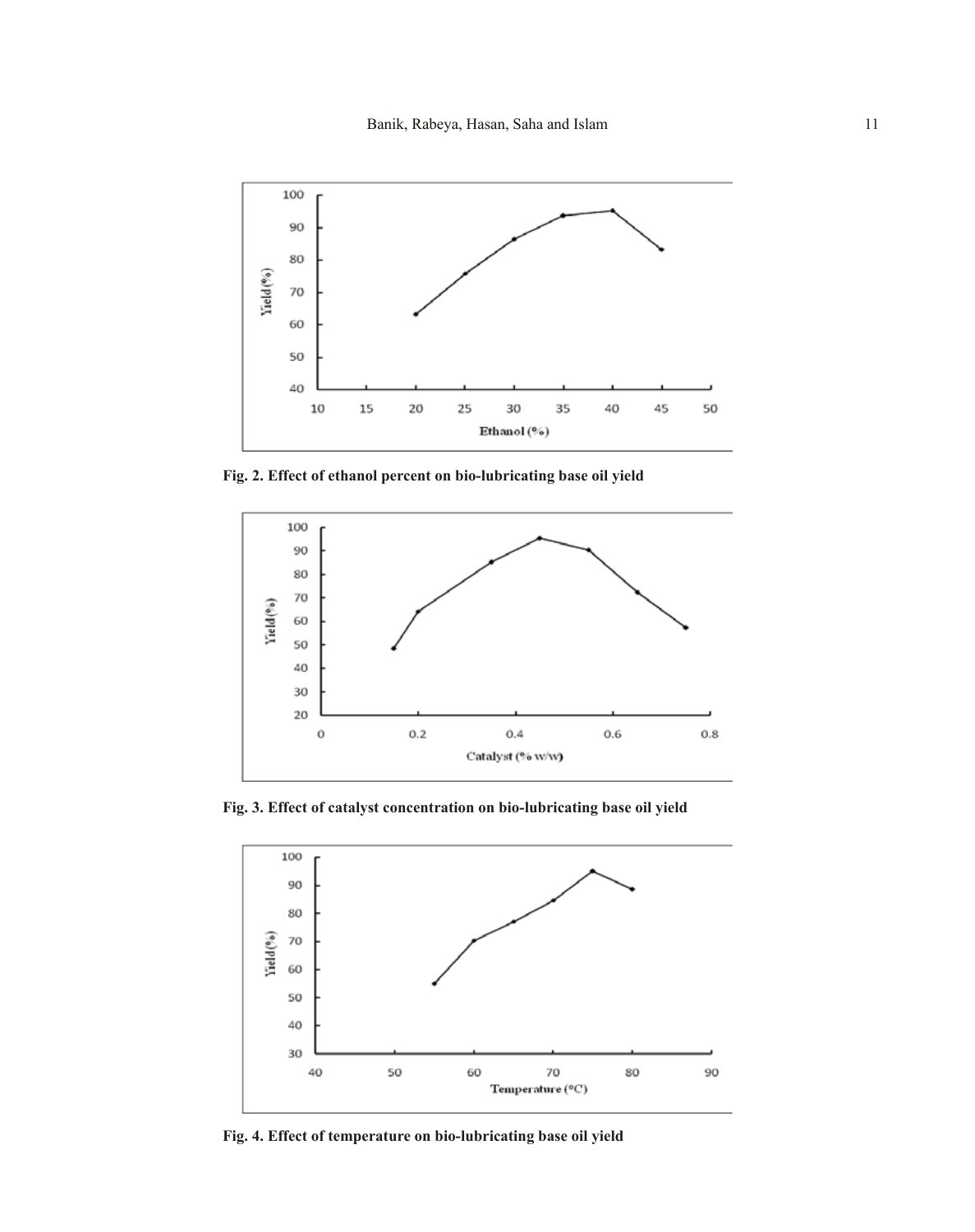Fig. 2. Effect of ethanol percent on bio-lubricating base oil yield

Fig. 3. Effect of catalyst concentration on bio-lubricating base oil yield

Fig. 4. Effect of temperature on bio-lubricating base oil yield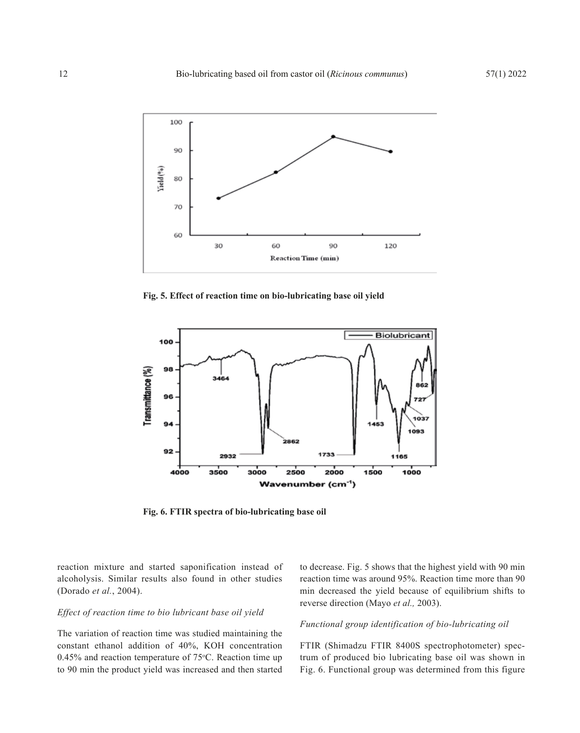Fig. 5. Effect of reaction time on bio-lubricating base oil yield

Fig. 6. FTIR spectra of bio-lubricating base oil

reaction mixture and started saponification instead of alcoholysis. Similar results also found in other studies (Dorado *et al.*, 2004).

### *Effect of reaction time to bio lubricant base oil yield*

The variation of reaction time was studied maintaining the constant ethanol addition of 40%, KOH concentration 0.45% and reaction temperature of 75$^{o}$C. Reaction time up to 90 min the product yield was increased and then started to decrease. Fig. 5 shows that the highest yield with 90 min reaction time was around 95%. Reaction time more than 90 min decreased the yield because of equilibrium shifts to reverse direction (Mayo *et al.,* 2003).

### *Functional group identification of bio-lubricating oil*

FTIR (Shimadzu FTIR 8400S spectrophotometer) spectrum of produced bio lubricating base oil was shown in Fig. 6. Functional group was determined from this figure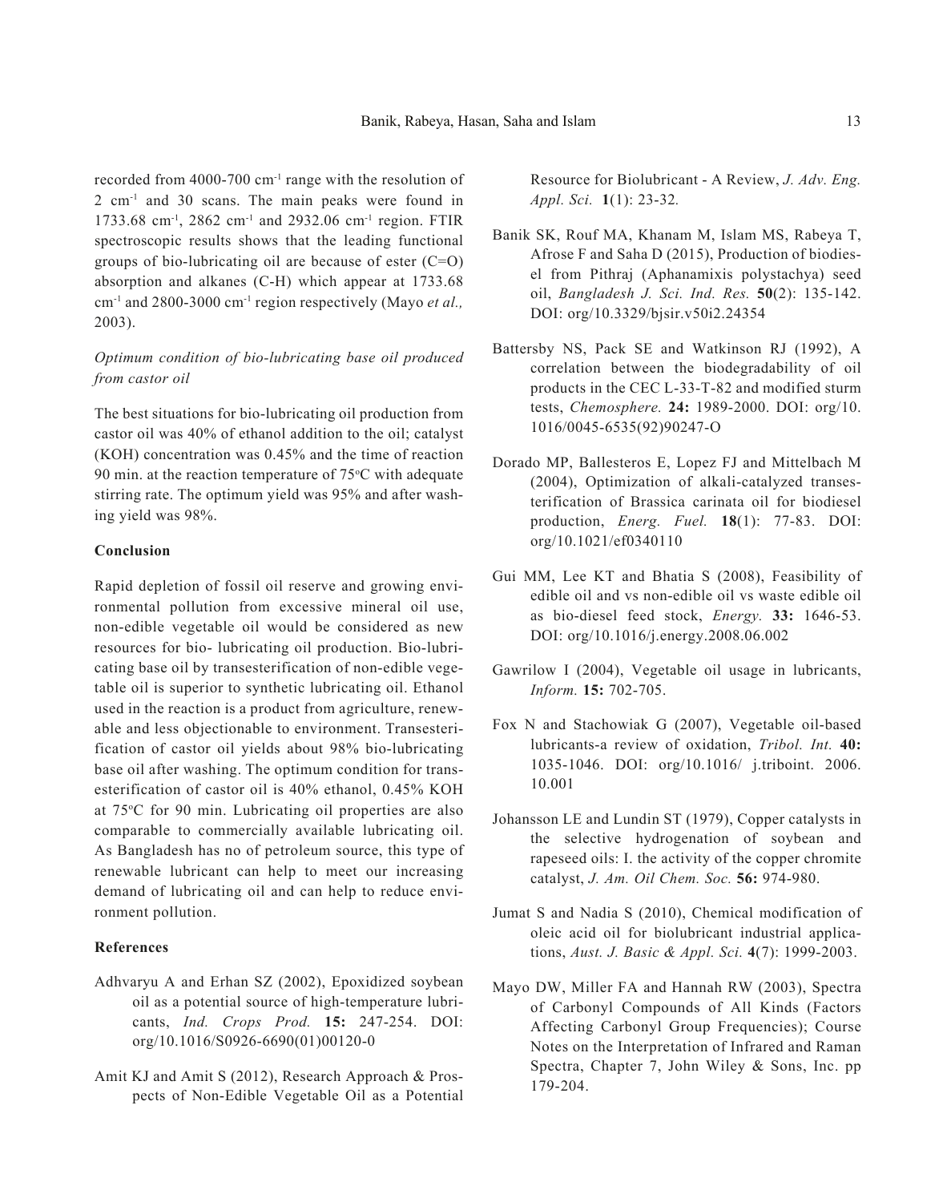recorded from 4000-700 $cm^{-1}$ range with the resolution of 2 $cm^{-1}$ and 30 scans. The main peaks were found in 1733.68 $cm^{-1}$, 2862 $cm^{-1}$ and 2932.06 $cm^{-1}$ region. FTIR spectroscopic results shows that the leading functional groups of bio-lubricating oil are because of ester (C=O) absorption and alkanes (C-H) which appear at 1733.68 $cm^{-1}$ and 2800-3000 $cm^{-1}$ region respectively (Mayo *et al.,* 2003).

*Optimum condition of bio-lubricating base oil produced from castor oil*

The best situations for bio-lubricating oil production from castor oil was 40% of ethanol addition to the oil; catalyst (KOH) concentration was 0.45% and the time of reaction 90 min. at the reaction temperature of 75°C with adequate stirring rate. The optimum yield was 95% and after washing yield was 98%.

## Conclusion

Rapid depletion of fossil oil reserve and growing environmental pollution from excessive mineral oil use, non-edible vegetable oil would be considered as new resources for bio- lubricating oil production. Bio-lubricating base oil by transesterification of non-edible vegetable oil is superior to synthetic lubricating oil. Ethanol used in the reaction is a product from agriculture, renewable and less objectionable to environment. Transesterification of castor oil yields about 98% bio-lubricating base oil after washing. The optimum condition for transesterification of castor oil is 40% ethanol, 0.45% KOH at 75°C for 90 min. Lubricating oil properties are also comparable to commercially available lubricating oil. As Bangladesh has no of petroleum source, this type of renewable lubricant can help to meet our increasing demand of lubricating oil and can help to reduce environment pollution.

## References

Adhvaryu A and Erhan SZ (2002), Epoxidized soybean oil as a potential source of high-temperature lubricants, *Ind. Crops Prod.* **15:** 247-254. DOI: org/10.1016/S0926-6690(01)00120-0

Amit KJ and Amit S (2012), Research Approach & Prospects of Non-Edible Vegetable Oil as a Potential Resource for Biolubricant - A Review, *J. Adv. Eng. Appl. Sci.* **1**(1): 23-32.

Banik SK, Rouf MA, Khanam M, Islam MS, Rabeya T, Afrose F and Saha D (2015), Production of biodiesel from Pithraj (Aphanamixis polystachya) seed oil, *Bangladesh J. Sci. Ind. Res.* **50**(2): 135-142. DOI: org/10.3329/bjsir.v50i2.24354

Battersby NS, Pack SE and Watkinson RJ (1992), A correlation between the biodegradability of oil products in the CEC L-33-T-82 and modified sturm tests, *Chemosphere.* **24:** 1989-2000. DOI: org/10. 1016/0045-6535(92)90247-O

Dorado MP, Ballesteros E, Lopez FJ and Mittelbach M (2004), Optimization of alkali-catalyzed transesterification of Brassica carinata oil for biodiesel production, *Energ. Fuel.* **18**(1): 77-83. DOI: org/10.1021/ef0340110

Gui MM, Lee KT and Bhatia S (2008), Feasibility of edible oil and vs non-edible oil vs waste edible oil as bio-diesel feed stock, *Energy.* **33:** 1646-53. DOI: org/10.1016/j.energy.2008.06.002

Gawrilow I (2004), Vegetable oil usage in lubricants, *Inform.* **15:** 702-705.

Fox N and Stachowiak G (2007), Vegetable oil-based lubricants-a review of oxidation, *Tribol. Int.* **40:** 1035-1046. DOI: org/10.1016/ j.triboint. 2006. 10.001

Johansson LE and Lundin ST (1979), Copper catalysts in the selective hydrogenation of soybean and rapeseed oils: I. the activity of the copper chromite catalyst, *J. Am. Oil Chem. Soc.* **56:** 974-980.

Jumat S and Nadia S (2010), Chemical modification of oleic acid oil for biolubricant industrial applications, *Aust. J. Basic & Appl. Sci.* **4**(7): 1999-2003.

Mayo DW, Miller FA and Hannah RW (2003), Spectra of Carbonyl Compounds of All Kinds (Factors Affecting Carbonyl Group Frequencies); Course Notes on the Interpretation of Infrared and Raman Spectra, Chapter 7, John Wiley & Sons, Inc. pp 179-204.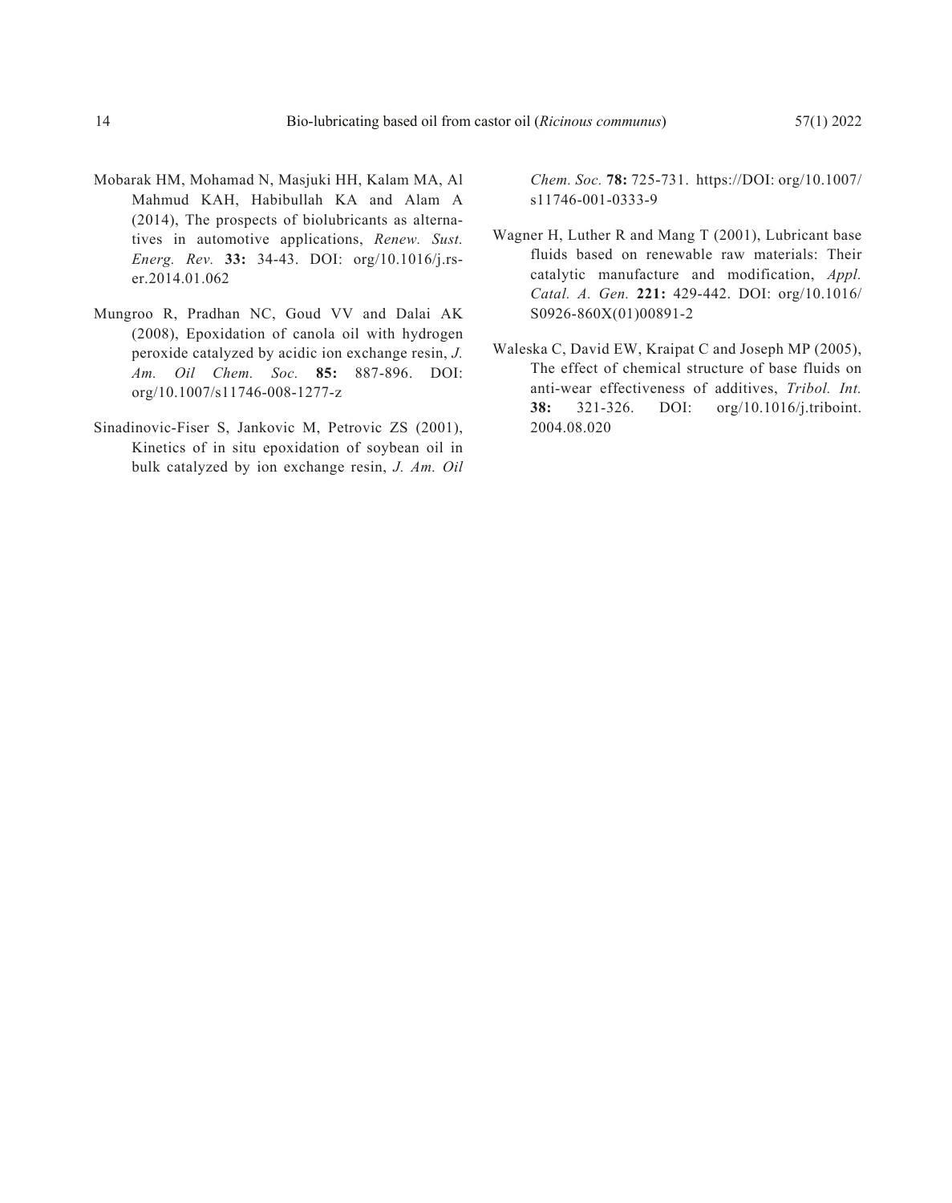Mobarak HM, Mohamad N, Masjuki HH, Kalam MA, Al Mahmud KAH, Habibullah KA and Alam A (2014), The prospects of biolubricants as alternatives in automotive applications, *Renew. Sust. Energ. Rev.* **33:** 34-43. DOI: org/10.1016/j.rser.2014.01.062

Mungroo R, Pradhan NC, Goud VV and Dalai AK (2008), Epoxidation of canola oil with hydrogen peroxide catalyzed by acidic ion exchange resin, *J. Am. Oil Chem. Soc.* **85:** 887-896. DOI: org/10.1007/s11746-008-1277-z

Sinadinovic-Fiser S, Jankovic M, Petrovic ZS (2001), Kinetics of in situ epoxidation of soybean oil in bulk catalyzed by ion exchange resin, *J. Am. Oil Chem. Soc.* **78:** 725-731. https://DOI: org/10.1007/s11746-001-0333-9

Wagner H, Luther R and Mang T (2001), Lubricant base fluids based on renewable raw materials: Their catalytic manufacture and modification, *Appl. Catal. A. Gen.* **221:** 429-442. DOI: org/10.1016/S0926-860X(01)00891-2

Waleska C, David EW, Kraipat C and Joseph MP (2005), The effect of chemical structure of base fluids on anti-wear effectiveness of additives, *Tribol. Int.* **38:** 321-326. DOI: org/10.1016/j.triboint.2004.08.020